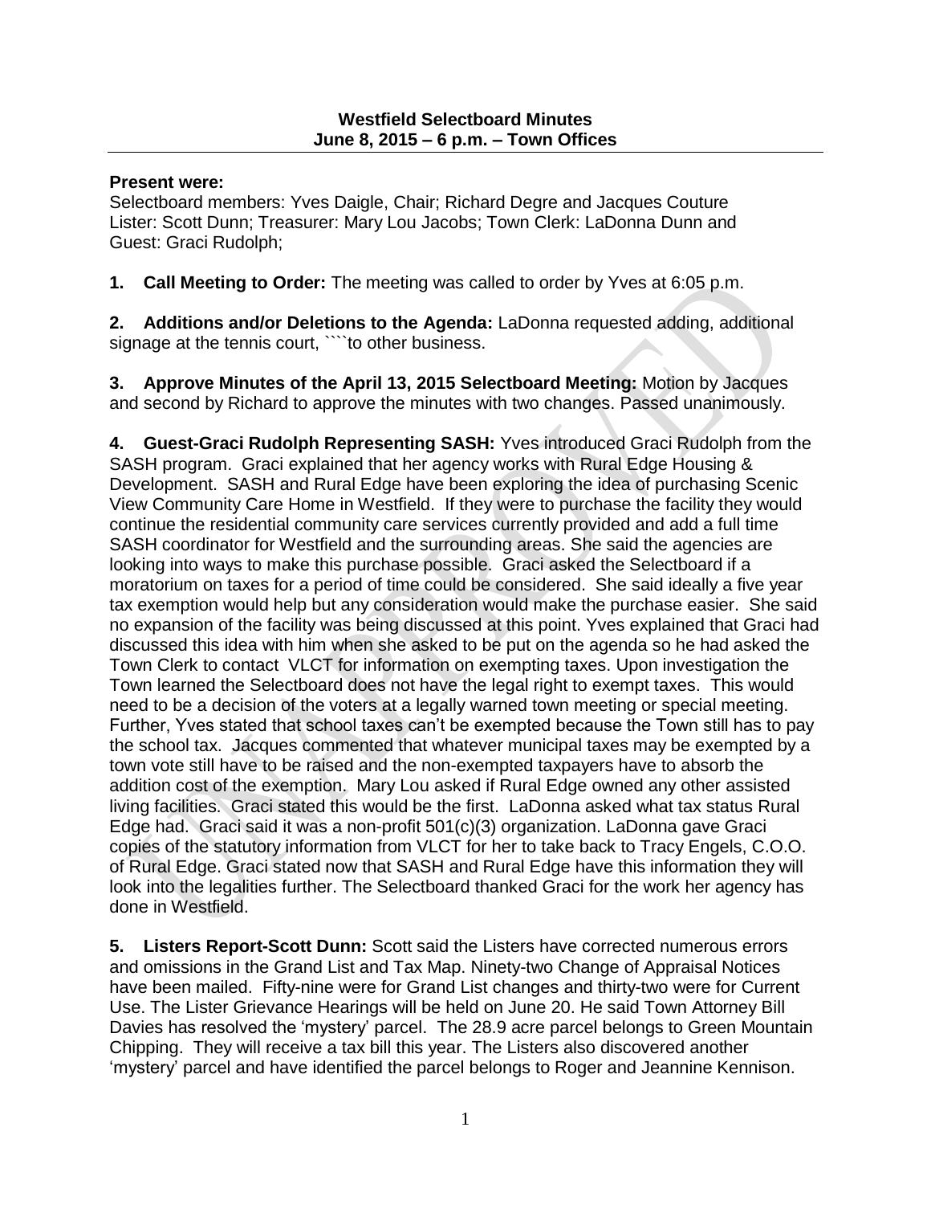**Westfield Selectboard Minutes**
**June 8, 2015 – 6 p.m. – Town Offices**

**Present were:**
Selectboard members: Yves Daigle, Chair; Richard Degre and Jacques Couture
Lister: Scott Dunn; Treasurer: Mary Lou Jacobs; Town Clerk: LaDonna Dunn and Guest: Graci Rudolph;

**1. Call Meeting to Order:** The meeting was called to order by Yves at 6:05 p.m.

**2. Additions and/or Deletions to the Agenda:** LaDonna requested adding, additional signage at the tennis court, ````to other business.

**3. Approve Minutes of the April 13, 2015 Selectboard Meeting:** Motion by Jacques and second by Richard to approve the minutes with two changes. Passed unanimously.

**4. Guest-Graci Rudolph Representing SASH:** Yves introduced Graci Rudolph from the SASH program. Graci explained that her agency works with Rural Edge Housing & Development. SASH and Rural Edge have been exploring the idea of purchasing Scenic View Community Care Home in Westfield. If they were to purchase the facility they would continue the residential community care services currently provided and add a full time SASH coordinator for Westfield and the surrounding areas. She said the agencies are looking into ways to make this purchase possible. Graci asked the Selectboard if a moratorium on taxes for a period of time could be considered. She said ideally a five year tax exemption would help but any consideration would make the purchase easier. She said no expansion of the facility was being discussed at this point. Yves explained that Graci had discussed this idea with him when she asked to be put on the agenda so he had asked the Town Clerk to contact VLCT for information on exempting taxes. Upon investigation the Town learned the Selectboard does not have the legal right to exempt taxes. This would need to be a decision of the voters at a legally warned town meeting or special meeting. Further, Yves stated that school taxes can't be exempted because the Town still has to pay the school tax. Jacques commented that whatever municipal taxes may be exempted by a town vote still have to be raised and the non-exempted taxpayers have to absorb the addition cost of the exemption. Mary Lou asked if Rural Edge owned any other assisted living facilities. Graci stated this would be the first. LaDonna asked what tax status Rural Edge had. Graci said it was a non-profit 501(c)(3) organization. LaDonna gave Graci copies of the statutory information from VLCT for her to take back to Tracy Engels, C.O.O. of Rural Edge. Graci stated now that SASH and Rural Edge have this information they will look into the legalities further. The Selectboard thanked Graci for the work her agency has done in Westfield.

**5. Listers Report-Scott Dunn:** Scott said the Listers have corrected numerous errors and omissions in the Grand List and Tax Map. Ninety-two Change of Appraisal Notices have been mailed. Fifty-nine were for Grand List changes and thirty-two were for Current Use. The Lister Grievance Hearings will be held on June 20. He said Town Attorney Bill Davies has resolved the 'mystery' parcel. The 28.9 acre parcel belongs to Green Mountain Chipping. They will receive a tax bill this year. The Listers also discovered another 'mystery' parcel and have identified the parcel belongs to Roger and Jeannine Kennison.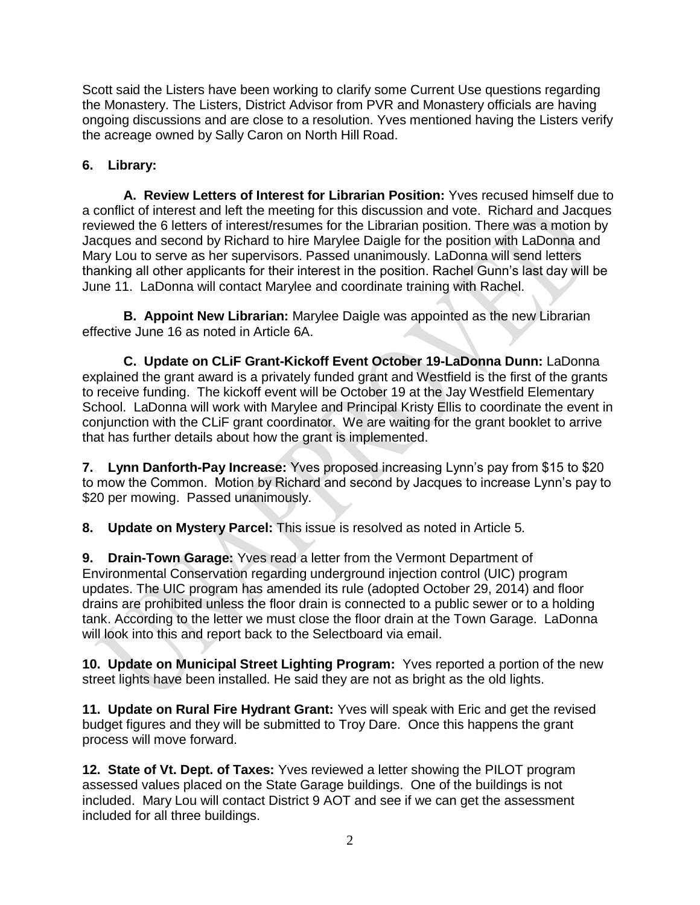Scott said the Listers have been working to clarify some Current Use questions regarding the Monastery. The Listers, District Advisor from PVR and Monastery officials are having ongoing discussions and are close to a resolution. Yves mentioned having the Listers verify the acreage owned by Sally Caron on North Hill Road.

**6. Library:**

**A. Review Letters of Interest for Librarian Position:** Yves recused himself due to a conflict of interest and left the meeting for this discussion and vote. Richard and Jacques reviewed the 6 letters of interest/resumes for the Librarian position. There was a motion by Jacques and second by Richard to hire Marylee Daigle for the position with LaDonna and Mary Lou to serve as her supervisors. Passed unanimously. LaDonna will send letters thanking all other applicants for their interest in the position. Rachel Gunn's last day will be June 11. LaDonna will contact Marylee and coordinate training with Rachel.

**B. Appoint New Librarian:** Marylee Daigle was appointed as the new Librarian effective June 16 as noted in Article 6A.

**C. Update on CLiF Grant-Kickoff Event October 19-LaDonna Dunn:** LaDonna explained the grant award is a privately funded grant and Westfield is the first of the grants to receive funding. The kickoff event will be October 19 at the Jay Westfield Elementary School. LaDonna will work with Marylee and Principal Kristy Ellis to coordinate the event in conjunction with the CLiF grant coordinator. We are waiting for the grant booklet to arrive that has further details about how the grant is implemented.

**7. Lynn Danforth-Pay Increase:** Yves proposed increasing Lynn's pay from $15 to $20 to mow the Common. Motion by Richard and second by Jacques to increase Lynn's pay to $20 per mowing. Passed unanimously.

**8. Update on Mystery Parcel:** This issue is resolved as noted in Article 5.

**9. Drain-Town Garage:** Yves read a letter from the Vermont Department of Environmental Conservation regarding underground injection control (UIC) program updates. The UIC program has amended its rule (adopted October 29, 2014) and floor drains are prohibited unless the floor drain is connected to a public sewer or to a holding tank. According to the letter we must close the floor drain at the Town Garage. LaDonna will look into this and report back to the Selectboard via email.

**10. Update on Municipal Street Lighting Program:** Yves reported a portion of the new street lights have been installed. He said they are not as bright as the old lights.

**11. Update on Rural Fire Hydrant Grant:** Yves will speak with Eric and get the revised budget figures and they will be submitted to Troy Dare. Once this happens the grant process will move forward.

**12. State of Vt. Dept. of Taxes:** Yves reviewed a letter showing the PILOT program assessed values placed on the State Garage buildings. One of the buildings is not included. Mary Lou will contact District 9 AOT and see if we can get the assessment included for all three buildings.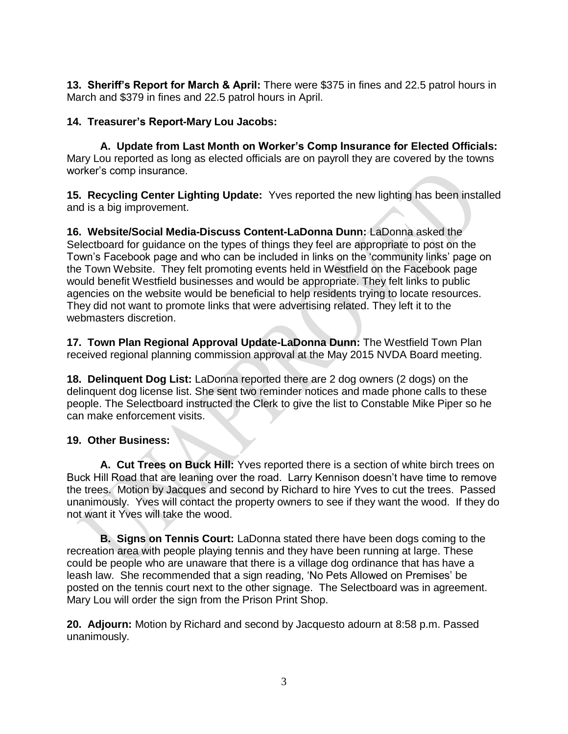**13. Sheriff's Report for March & April:** There were $375 in fines and 22.5 patrol hours in March and $379 in fines and 22.5 patrol hours in April.

**14. Treasurer's Report-Mary Lou Jacobs:**

**A. Update from Last Month on Worker's Comp Insurance for Elected Officials:** Mary Lou reported as long as elected officials are on payroll they are covered by the towns worker's comp insurance.

**15. Recycling Center Lighting Update:** Yves reported the new lighting has been installed and is a big improvement.

**16. Website/Social Media-Discuss Content-LaDonna Dunn:** LaDonna asked the Selectboard for guidance on the types of things they feel are appropriate to post on the Town's Facebook page and who can be included in links on the 'community links' page on the Town Website. They felt promoting events held in Westfield on the Facebook page would benefit Westfield businesses and would be appropriate. They felt links to public agencies on the website would be beneficial to help residents trying to locate resources. They did not want to promote links that were advertising related. They left it to the webmasters discretion.

**17. Town Plan Regional Approval Update-LaDonna Dunn:** The Westfield Town Plan received regional planning commission approval at the May 2015 NVDA Board meeting.

**18. Delinquent Dog List:** LaDonna reported there are 2 dog owners (2 dogs) on the delinquent dog license list. She sent two reminder notices and made phone calls to these people. The Selectboard instructed the Clerk to give the list to Constable Mike Piper so he can make enforcement visits.

**19. Other Business:**

**A. Cut Trees on Buck Hill:** Yves reported there is a section of white birch trees on Buck Hill Road that are leaning over the road. Larry Kennison doesn't have time to remove the trees. Motion by Jacques and second by Richard to hire Yves to cut the trees. Passed unanimously. Yves will contact the property owners to see if they want the wood. If they do not want it Yves will take the wood.

**B. Signs on Tennis Court:** LaDonna stated there have been dogs coming to the recreation area with people playing tennis and they have been running at large. These could be people who are unaware that there is a village dog ordinance that has have a leash law. She recommended that a sign reading, 'No Pets Allowed on Premises' be posted on the tennis court next to the other signage. The Selectboard was in agreement. Mary Lou will order the sign from the Prison Print Shop.

**20. Adjourn:** Motion by Richard and second by Jacquesto adourn at 8:58 p.m. Passed unanimously.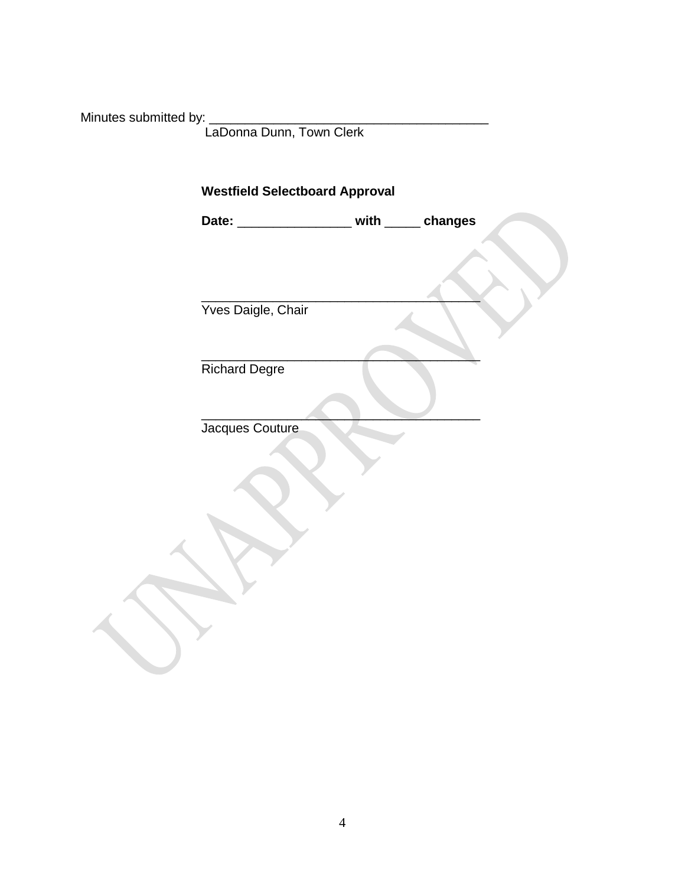Minutes submitted by: ________________________________________
LaDonna Dunn, Town Clerk

**Westfield Selectboard Approval**

**Date: ________________ with _____ changes**

________________________________________
Yves Daigle, Chair

________________________________________
Richard Degre

________________________________________
Jacques Couture

UNAPPROVED